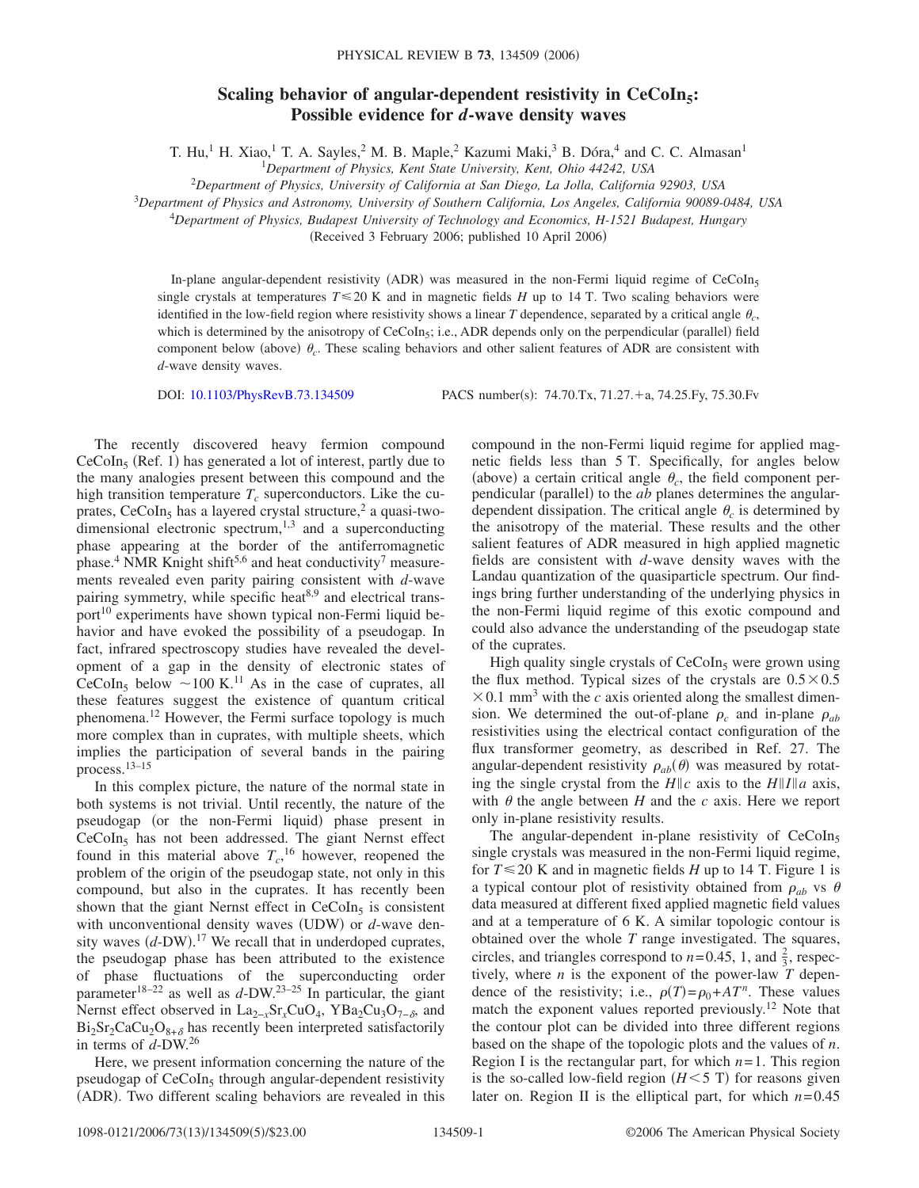# Scaling behavior of angular-dependent resistivity in $CeCoIn_5$: Possible evidence for *d*-wave density waves

T. Hu,[1] H. Xiao,[1] T. A. Sayles,[2] M. B. Maple,[2] Kazumi Maki,[3] B. Dóra,[4] and C. C. Almasan[1]

[1]*Department of Physics, Kent State University, Kent, Ohio 44242, USA*

[2]*Department of Physics, University of California at San Diego, La Jolla, California 92903, USA*

[3]*Department of Physics and Astronomy, University of Southern California, Los Angeles, California 90089-0484, USA*

[4]*Department of Physics, Budapest University of Technology and Economics, H-1521 Budapest, Hungary*

(Received 3 February 2006; published 10 April 2006)

In-plane angular-dependent resistivity (ADR) was measured in the non-Fermi liquid regime of $CeCoIn_5$ single crystals at temperatures $T \leqslant 20$ K and in magnetic fields $H$ up to 14 T. Two scaling behaviors were identified in the low-field region where resistivity shows a linear $T$ dependence, separated by a critical angle $\theta_c$, which is determined by the anisotropy of $CeCoIn_5$; i.e., ADR depends only on the perpendicular (parallel) field component below (above) $\theta_c$. These scaling behaviors and other salient features of ADR are consistent with *d*-wave density waves.

DOI: 10.1103/PhysRevB.73.134509 PACS number(s): 74.70.Tx, 71.27.+a, 74.25.Fy, 75.30.Fv

The recently discovered heavy fermion compound $CeCoIn_5$ (Ref. 1) has generated a lot of interest, partly due to the many analogies present between this compound and the high transition temperature $T_c$ superconductors. Like the cuprates, $CeCoIn_5$ has a layered crystal structure,[2] a quasi-two-dimensional electronic spectrum,[1,3] and a superconducting phase appearing at the border of the antiferromagnetic phase.[4] NMR Knight shift[5,6] and heat conductivity[7] measurements revealed even parity pairing consistent with *d*-wave pairing symmetry, while specific heat[8,9] and electrical transport[10] experiments have shown typical non-Fermi liquid behavior and have evoked the possibility of a pseudogap. In fact, infrared spectroscopy studies have revealed the development of a gap in the density of electronic states of $CeCoIn_5$ below $\sim$100 K.[11] As in the case of cuprates, all these features suggest the existence of quantum critical phenomena.[12] However, the Fermi surface topology is much more complex than in cuprates, with multiple sheets, which implies the participation of several bands in the pairing process.[13–15]

In this complex picture, the nature of the normal state in both systems is not trivial. Until recently, the nature of the pseudogap (or the non-Fermi liquid) phase present in $CeCoIn_5$ has not been addressed. The giant Nernst effect found in this material above $T_c$,[16] however, reopened the problem of the origin of the pseudogap state, not only in this compound, but also in the cuprates. It has recently been shown that the giant Nernst effect in $CeCoIn_5$ is consistent with unconventional density waves (UDW) or *d*-wave density waves (*d*-DW).[17] We recall that in underdoped cuprates, the pseudogap phase has been attributed to the existence of phase fluctuations of the superconducting order parameter[18–22] as well as *d*-DW.[23–25] In particular, the giant Nernst effect observed in $La_{2-x}Sr_xCuO_4$, $YBa_2Cu_3O_{7-\delta}$, and $Bi_2Sr_2CaCu_2O_{8+\delta}$ has recently been interpreted satisfactorily in terms of *d*-DW.[26]

Here, we present information concerning the nature of the pseudogap of $CeCoIn_5$ through angular-dependent resistivity (ADR). Two different scaling behaviors are revealed in this compound in the non-Fermi liquid regime for applied magnetic fields less than 5 T. Specifically, for angles below (above) a certain critical angle $\theta_c$, the field component perpendicular (parallel) to the *ab* planes determines the angular-dependent dissipation. The critical angle $\theta_c$ is determined by the anisotropy of the material. These results and the other salient features of ADR measured in high applied magnetic fields are consistent with *d*-wave density waves with the Landau quantization of the quasiparticle spectrum. Our findings bring further understanding of the underlying physics in the non-Fermi liquid regime of this exotic compound and could also advance the understanding of the pseudogap state of the cuprates.

High quality single crystals of $CeCoIn_5$ were grown using the flux method. Typical sizes of the crystals are $0.5 \times 0.5 \times 0.1$ mm$^3$ with the *c* axis oriented along the smallest dimension. We determined the out-of-plane $\rho_c$ and in-plane $\rho_{ab}$ resistivities using the electrical contact configuration of the flux transformer geometry, as described in Ref. 27. The angular-dependent resistivity $\rho_{ab}(\theta)$ was measured by rotating the single crystal from the $H \parallel c$ axis to the $H \parallel I \parallel a$ axis, with $\theta$ the angle between $H$ and the *c* axis. Here we report only in-plane resistivity results.

The angular-dependent in-plane resistivity of $CeCoIn_5$ single crystals was measured in the non-Fermi liquid regime, for $T \leqslant 20$ K and in magnetic fields $H$ up to 14 T. Figure 1 is a typical contour plot of resistivity obtained from $\rho_{ab}$ vs $\theta$ data measured at different fixed applied magnetic field values and at a temperature of 6 K. A similar topologic contour is obtained over the whole $T$ range investigated. The squares, circles, and triangles correspond to $n=0.45$, 1, and $\frac{2}{3}$, respectively, where $n$ is the exponent of the power-law $T$ dependence of the resistivity; i.e., $\rho(T)=\rho_0+AT^n$. These values match the exponent values reported previously.[12] Note that the contour plot can be divided into three different regions based on the shape of the topologic plots and the values of $n$. Region I is the rectangular part, for which $n=1$. This region is the so-called low-field region ($H<5$ T) for reasons given later on. Region II is the elliptical part, for which $n=0.45$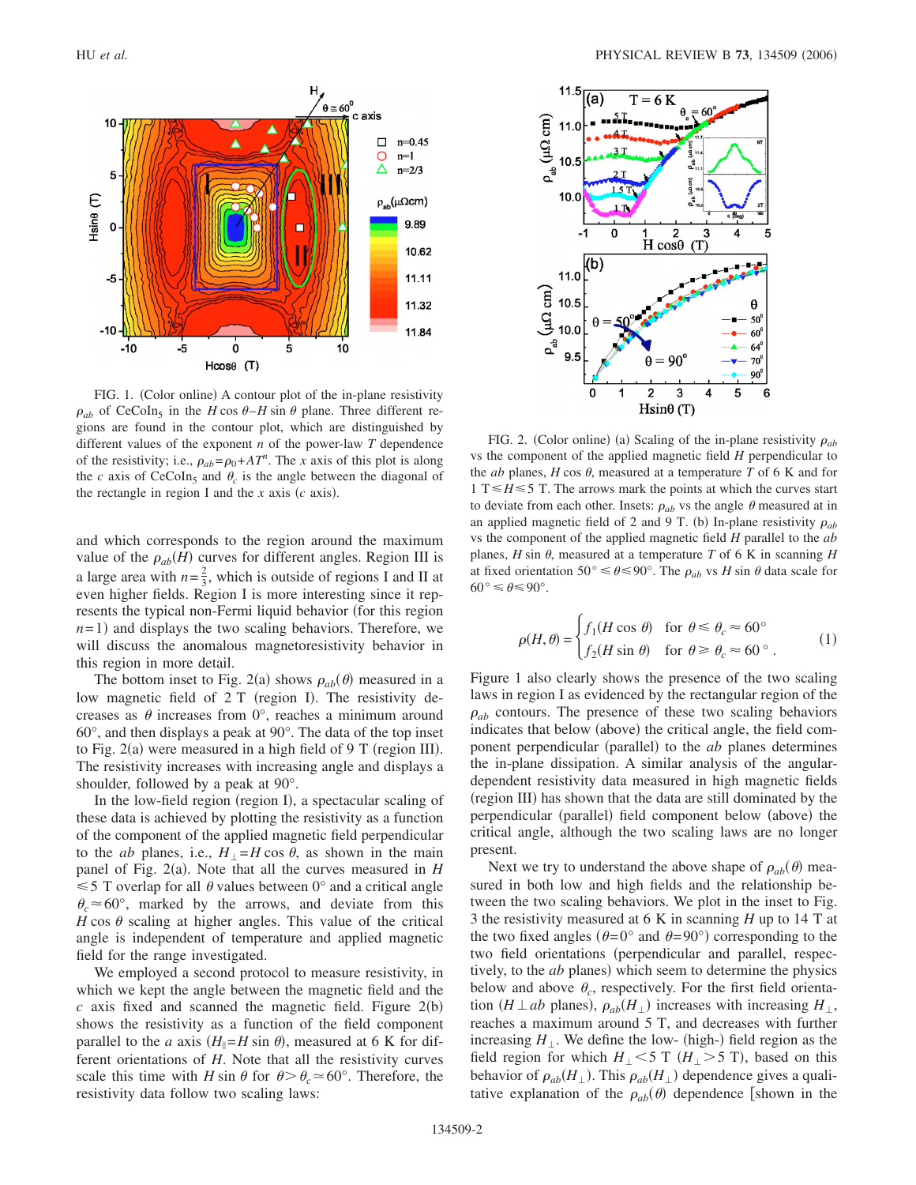FIG. 1. (Color online) A contour plot of the in-plane resistivity $\rho_{ab}$ of $CeCoIn_5$ in the $H\cos\theta$–$H\sin\theta$ plane. Three different regions are found in the contour plot, which are distinguished by different values of the exponent $n$ of the power-law $T$ dependence of the resistivity; i.e., $\rho_{ab}=\rho_0+AT^n$. The $x$ axis of this plot is along the $c$ axis of $CeCoIn_5$ and $\theta_c$ is the angle between the diagonal of the rectangle in region I and the $x$ axis ($c$ axis).

and which corresponds to the region around the maximum value of the $\rho_{ab}(H)$ curves for different angles. Region III is a large area with $n=\frac{2}{3}$, which is outside of regions I and II at even higher fields. Region I is more interesting since it represents the typical non-Fermi liquid behavior (for this region $n=1$) and displays the two scaling behaviors. Therefore, we will discuss the anomalous magnetoresistivity behavior in this region in more detail.

The bottom inset to Fig. 2(a) shows $\rho_{ab}(\theta)$ measured in a low magnetic field of 2 T (region I). The resistivity decreases as $\theta$ increases from 0°, reaches a minimum around 60°, and then displays a peak at 90°. The data of the top inset to Fig. 2(a) were measured in a high field of 9 T (region III). The resistivity increases with increasing angle and displays a shoulder, followed by a peak at 90°.

In the low-field region (region I), a spectacular scaling of these data is achieved by plotting the resistivity as a function of the component of the applied magnetic field perpendicular to the $ab$ planes, i.e., $H_\perp = H\cos\theta$, as shown in the main panel of Fig. 2(a). Note that all the curves measured in $H \leq 5$ T overlap for all $\theta$ values between 0° and a critical angle $\theta_c \approx 60°$, marked by the arrows, and deviate from this $H\cos\theta$ scaling at higher angles. This value of the critical angle is independent of temperature and applied magnetic field for the range investigated.

We employed a second protocol to measure resistivity, in which we kept the angle between the magnetic field and the $c$ axis fixed and scanned the magnetic field. Figure 2(b) shows the resistivity as a function of the field component parallel to the $a$ axis ($H_\parallel = H\sin\theta$), measured at 6 K for different orientations of $H$. Note that all the resistivity curves scale this time with $H\sin\theta$ for $\theta > \theta_c \approx 60°$. Therefore, the resistivity data follow two scaling laws:

FIG. 2. (Color online) (a) Scaling of the in-plane resistivity $\rho_{ab}$ vs the component of the applied magnetic field $H$ perpendicular to the $ab$ planes, $H\cos\theta$, measured at a temperature $T$ of 6 K and for $1\ \mathrm{T} \leq H \leq 5$ T. The arrows mark the points at which the curves start to deviate from each other. Insets: $\rho_{ab}$ vs the angle $\theta$ measured at in an applied magnetic field of 2 and 9 T. (b) In-plane resistivity $\rho_{ab}$ vs the component of the applied magnetic field $H$ parallel to the $ab$ planes, $H\sin\theta$, measured at a temperature $T$ of 6 K in scanning $H$ at fixed orientation $50° \leq \theta \leq 90°$. The $\rho_{ab}$ vs $H\sin\theta$ data scale for $60° \leq \theta \leq 90°$.

$$\rho(H,\theta) = \begin{cases} f_1(H\cos\theta) & \text{for } \theta \leq \theta_c \approx 60° \\ f_2(H\sin\theta) & \text{for } \theta \geq \theta_c \approx 60°. \end{cases} \tag{1}$$

Figure 1 also clearly shows the presence of the two scaling laws in region I as evidenced by the rectangular region of the $\rho_{ab}$ contours. The presence of these two scaling behaviors indicates that below (above) the critical angle, the field component perpendicular (parallel) to the $ab$ planes determines the in-plane dissipation. A similar analysis of the angular-dependent resistivity data measured in high magnetic fields (region III) has shown that the data are still dominated by the perpendicular (parallel) field component below (above) the critical angle, although the two scaling laws are no longer present.

Next we try to understand the above shape of $\rho_{ab}(\theta)$ measured in both low and high fields and the relationship between the two scaling behaviors. We plot in the inset to Fig. 3 the resistivity measured at 6 K in scanning $H$ up to 14 T at the two fixed angles ($\theta=0°$ and $\theta=90°$) corresponding to the two field orientations (perpendicular and parallel, respectively, to the $ab$ planes) which seem to determine the physics below and above $\theta_c$, respectively. For the first field orientation ($H \perp ab$ planes), $\rho_{ab}(H_\perp)$ increases with increasing $H_\perp$, reaches a maximum around 5 T, and decreases with further increasing $H_\perp$. We define the low- (high-) field region as the field region for which $H_\perp < 5$ T ($H_\perp > 5$ T), based on this behavior of $\rho_{ab}(H_\perp)$. This $\rho_{ab}(H_\perp)$ dependence gives a qualitative explanation of the $\rho_{ab}(\theta)$ dependence [shown in the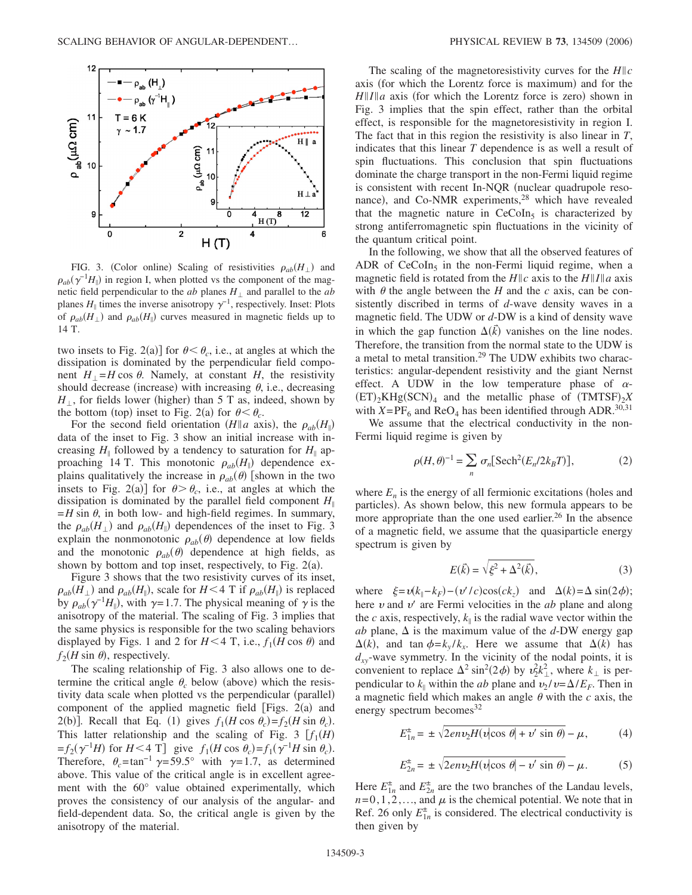FIG. 3. (Color online) Scaling of resistivities $\rho_{ab}(H_\perp)$ and $\rho_{ab}(\gamma^{-1}H_\|)$ in region I, when plotted vs the component of the magnetic field perpendicular to the $ab$ planes $H_\perp$ and parallel to the $ab$ planes $H_\|$ times the inverse anisotropy $\gamma^{-1}$, respectively. Inset: Plots of $\rho_{ab}(H_\perp)$ and $\rho_{ab}(H_\|)$ curves measured in magnetic fields up to 14 T.

two insets to Fig. 2(a)] for $\theta < \theta_c$, i.e., at angles at which the dissipation is dominated by the perpendicular field component $H_\perp = H\cos\theta$. Namely, at constant $H$, the resistivity should decrease (increase) with increasing $\theta$, i.e., decreasing $H_\perp$, for fields lower (higher) than 5 T as, indeed, shown by the bottom (top) inset to Fig. 2(a) for $\theta < \theta_c$.

For the second field orientation ($H\|a$ axis), the $\rho_{ab}(H_\|)$ data of the inset to Fig. 3 show an initial increase with increasing $H_\|$ followed by a tendency to saturation for $H_\|$ approaching 14 T. This monotonic $\rho_{ab}(H_\|)$ dependence explains qualitatively the increase in $\rho_{ab}(\theta)$ [shown in the two insets to Fig. 2(a)] for $\theta > \theta_c$, i.e., at angles at which the dissipation is dominated by the parallel field component $H_\| = H\sin\theta$, in both low- and high-field regimes. In summary, the $\rho_{ab}(H_\perp)$ and $\rho_{ab}(H_\|)$ dependences of the inset to Fig. 3 explain the nonmonotonic $\rho_{ab}(\theta)$ dependence at low fields and the monotonic $\rho_{ab}(\theta)$ dependence at high fields, as shown by bottom and top inset, respectively, to Fig. 2(a).

Figure 3 shows that the two resistivity curves of its inset, $\rho_{ab}(H_\perp)$ and $\rho_{ab}(H_\|)$, scale for $H<4$ T if $\rho_{ab}(H_\|)$ is replaced by $\rho_{ab}(\gamma^{-1}H_\|)$, with $\gamma=1.7$. The physical meaning of $\gamma$ is the anisotropy of the material. The scaling of Fig. 3 implies that the same physics is responsible for the two scaling behaviors displayed by Figs. 1 and 2 for $H<4$ T, i.e., $f_1(H\cos\theta)$ and $f_2(H\sin\theta)$, respectively.

The scaling relationship of Fig. 3 also allows one to determine the critical angle $\theta_c$ below (above) which the resistivity data scale when plotted vs the perpendicular (parallel) component of the applied magnetic field [Figs. 2(a) and 2(b)]. Recall that Eq. (1) gives $f_1(H\cos\theta_c) = f_2(H\sin\theta_c)$. This latter relationship and the scaling of Fig. 3 [$f_1(H) = f_2(\gamma^{-1}H)$ for $H<4$ T] give $f_1(H\cos\theta_c) = f_1(\gamma^{-1}H\sin\theta_c)$. Therefore, $\theta_c = \tan^{-1}\gamma = 59.5°$ with $\gamma=1.7$, as determined above. This value of the critical angle is in excellent agreement with the 60° value obtained experimentally, which proves the consistency of our analysis of the angular- and field-dependent data. So, the critical angle is given by the anisotropy of the material.

The scaling of the magnetoresistivity curves for the $H\|c$ axis (for which the Lorentz force is maximum) and for the $H\|I\|a$ axis (for which the Lorentz force is zero) shown in Fig. 3 implies that the spin effect, rather than the orbital effect, is responsible for the magnetoresistivity in region I. The fact that in this region the resistivity is also linear in $T$, indicates that this linear $T$ dependence is as well a result of spin fluctuations. This conclusion that spin fluctuations dominate the charge transport in the non-Fermi liquid regime is consistent with recent In-NQR (nuclear quadrupole resonance), and Co-NMR experiments,[28] which have revealed that the magnetic nature in $CeCoIn_5$ is characterized by strong antiferromagnetic spin fluctuations in the vicinity of the quantum critical point.

In the following, we show that all the observed features of ADR of $CeCoIn_5$ in the non-Fermi liquid regime, when a magnetic field is rotated from the $H\|c$ axis to the $H\|I\|a$ axis with $\theta$ the angle between the $H$ and the $c$ axis, can be consistently discribed in terms of $d$-wave density waves in a magnetic field. The UDW or $d$-DW is a kind of density wave in which the gap function $\Delta(\vec{k})$ vanishes on the line nodes. Therefore, the transition from the normal state to the UDW is a metal to metal transition.[29] The UDW exhibits two characteristics: angular-dependent resistivity and the giant Nernst effect. A UDW in the low temperature phase of $\alpha$-$(ET)_2KHg(SCN)_4$ and the metallic phase of $(TMTSF)_2X$ with $X = PF_6$ and $ReO_4$ has been identified through ADR.[30,31]

We assume that the electrical conductivity in the non-Fermi liquid regime is given by

$$\rho(H,\theta)^{-1} = \sum_n \sigma_n[\mathrm{Sech}^2(E_n/2k_BT)], \tag{2}$$

where $E_n$ is the energy of all fermionic excitations (holes and particles). As shown below, this new formula appears to be more appropriate than the one used earlier.[26] In the absence of a magnetic field, we assume that the quasiparticle energy spectrum is given by

$$E(\vec{k}) = \sqrt{\xi^2 + \Delta^2(\vec{k})}, \tag{3}$$

where $\xi = v(k_\| - k_F) - (v'/c)\cos(ck_z)$ and $\Delta(k) = \Delta\sin(2\phi)$; here $v$ and $v'$ are Fermi velocities in the $ab$ plane and along the $c$ axis, respectively, $k_\|$ is the radial wave vector within the $ab$ plane, $\Delta$ is the maximum value of the $d$-DW energy gap $\Delta(k)$, and $\tan\phi = k_y/k_x$. Here we assume that $\Delta(k)$ has $d_{xy}$-wave symmetry. In the vicinity of the nodal points, it is convenient to replace $\Delta^2\sin^2(2\phi)$ by $v_2^2k_\perp^2$, where $k_\perp$ is perpendicular to $k_\|$ within the $ab$ plane and $v_2/v = \Delta/E_F$. Then in a magnetic field which makes an angle $\theta$ with the $c$ axis, the energy spectrum becomes[32]

$$E_{1n}^{\pm} = \pm\sqrt{2env_2H(v|\cos\theta| + v'\sin\theta)} - \mu, \tag{4}$$

$$E_{2n}^{\pm} = \pm\sqrt{2env_2H(v|\cos\theta| - v'\sin\theta)} - \mu. \tag{5}$$

Here $E_{1n}^{\pm}$ and $E_{2n}^{\pm}$ are the two branches of the Landau levels, $n = 0, 1, 2, \ldots$, and $\mu$ is the chemical potential. We note that in Ref. 26 only $E_{1n}^{\pm}$ is considered. The electrical conductivity is then given by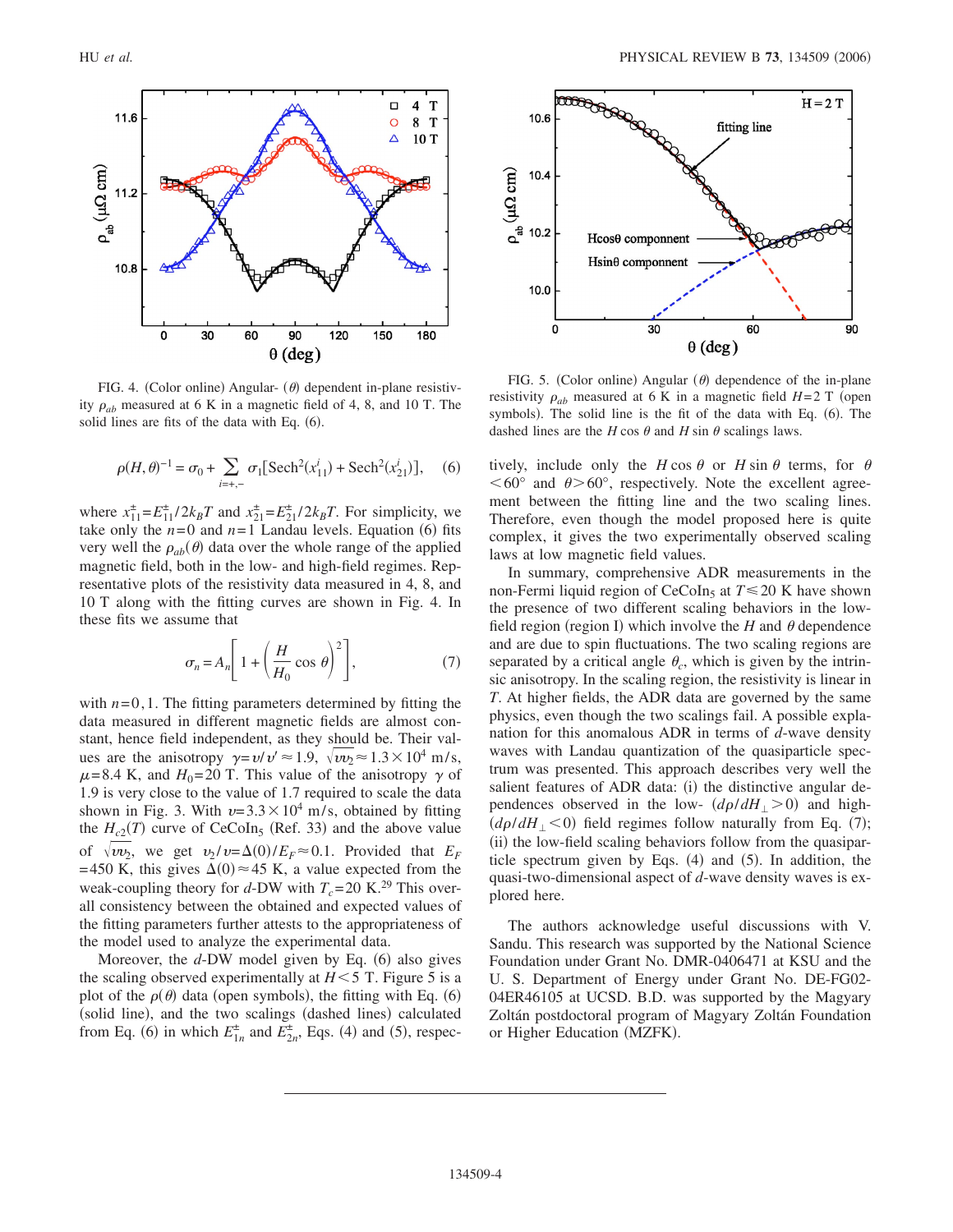FIG. 4. (Color online) Angular- ($\theta$) dependent in-plane resistivity $\rho_{ab}$ measured at 6 K in a magnetic field of 4, 8, and 10 T. The solid lines are fits of the data with Eq. (6).

$$\rho(H,\theta)^{-1} = \sigma_0 + \sum_{i=+,-} \sigma_1[\mathrm{Sech}^2(x_{11}^i) + \mathrm{Sech}^2(x_{21}^i)], \quad (6)$$

where $x_{11}^{\pm}=E_{11}^{\pm}/2k_BT$ and $x_{21}^{\pm}=E_{21}^{\pm}/2k_BT$. For simplicity, we take only the $n=0$ and $n=1$ Landau levels. Equation (6) fits very well the $\rho_{ab}(\theta)$ data over the whole range of the applied magnetic field, both in the low- and high-field regimes. Representative plots of the resistivity data measured in 4, 8, and 10 T along with the fitting curves are shown in Fig. 4. In these fits we assume that

$$\sigma_n = A_n\left[1 + \left(\frac{H}{H_0}\cos\theta\right)^2\right], \quad (7)$$

with $n=0,1$. The fitting parameters determined by fitting the data measured in different magnetic fields are almost constant, hence field independent, as they should be. Their values are the anisotropy $\gamma=v/v' \approx 1.9$, $\sqrt{vv_2} \approx 1.3\times10^4$ m/s, $\mu=8.4$ K, and $H_0=20$ T. This value of the anisotropy $\gamma$ of 1.9 is very close to the value of 1.7 required to scale the data shown in Fig. 3. With $v=3.3\times10^4$ m/s, obtained by fitting the $H_{c2}(T)$ curve of $CeCoIn_5$ (Ref. 33) and the above value of $\sqrt{vv_2}$, we get $v_2/v=\Delta(0)/E_F\approx 0.1$. Provided that $E_F=450$ K, this gives $\Delta(0)\approx 45$ K, a value expected from the weak-coupling theory for $d$-DW with $T_c=20$ K.[29] This overall consistency between the obtained and expected values of the fitting parameters further attests to the appropriateness of the model used to analyze the experimental data.

Moreover, the $d$-DW model given by Eq. (6) also gives the scaling observed experimentally at $H<5$ T. Figure 5 is a plot of the $\rho(\theta)$ data (open symbols), the fitting with Eq. (6) (solid line), and the two scalings (dashed lines) calculated from Eq. (6) in which $E_{1n}^{\pm}$ and $E_{2n}^{\pm}$, Eqs. (4) and (5), respectively, include only the $H\cos\theta$ or $H\sin\theta$ terms, for $\theta<60°$ and $\theta>60°$, respectively. Note the excellent agreement between the fitting line and the two scaling lines. Therefore, even though the model proposed here is quite complex, it gives the two experimentally observed scaling laws at low magnetic field values.

FIG. 5. (Color online) Angular ($\theta$) dependence of the in-plane resistivity $\rho_{ab}$ measured at 6 K in a magnetic field $H=2$ T (open symbols). The solid line is the fit of the data with Eq. (6). The dashed lines are the $H\cos\theta$ and $H\sin\theta$ scalings laws.

In summary, comprehensive ADR measurements in the non-Fermi liquid region of $CeCoIn_5$ at $T\leq 20$ K have shown the presence of two different scaling behaviors in the low-field region (region I) which involve the $H$ and $\theta$ dependence and are due to spin fluctuations. The two scaling regions are separated by a critical angle $\theta_c$, which is given by the intrinsic anisotropy. In the scaling region, the resistivity is linear in $T$. At higher fields, the ADR data are governed by the same physics, even though the two scalings fail. A possible explanation for this anomalous ADR in terms of $d$-wave density waves with Landau quantization of the quasiparticle spectrum was presented. This approach describes very well the salient features of ADR data: (i) the distinctive angular dependences observed in the low- ($d\rho/dH_{\perp}>0$) and high- ($d\rho/dH_{\perp}<0$) field regimes follow naturally from Eq. (7); (ii) the low-field scaling behaviors follow from the quasiparticle spectrum given by Eqs. (4) and (5). In addition, the quasi-two-dimensional aspect of $d$-wave density waves is explored here.

The authors acknowledge useful discussions with V. Sandu. This research was supported by the National Science Foundation under Grant No. DMR-0406471 at KSU and the U. S. Department of Energy under Grant No. DE-FG02-04ER46105 at UCSD. B.D. was supported by the Magyary Zoltán postdoctoral program of Magyary Zoltán Foundation or Higher Education (MZFK).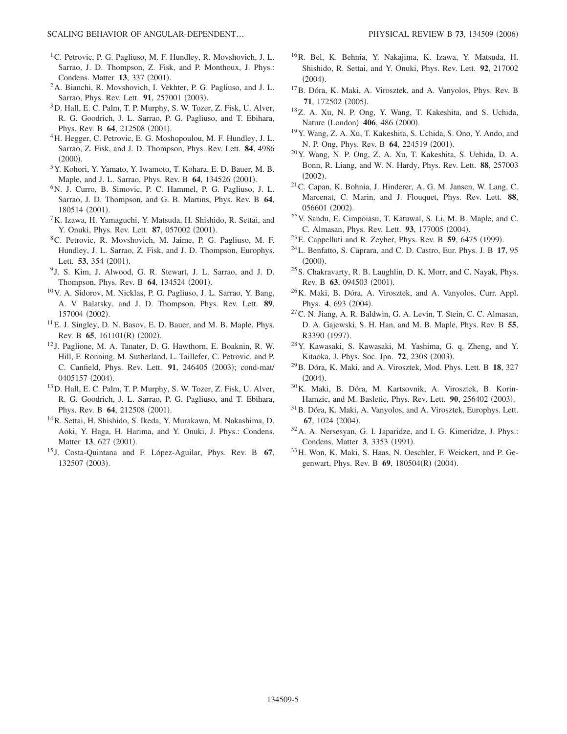[1] C. Petrovic, P. G. Pagliuso, M. F. Hundley, R. Movshovich, J. L. Sarrao, J. D. Thompson, Z. Fisk, and P. Monthoux, J. Phys.: Condens. Matter **13**, 337 (2001).

[2] A. Bianchi, R. Movshovich, I. Vekhter, P. G. Pagliuso, and J. L. Sarrao, Phys. Rev. Lett. **91**, 257001 (2003).

[3] D. Hall, E. C. Palm, T. P. Murphy, S. W. Tozer, Z. Fisk, U. Alver, R. G. Goodrich, J. L. Sarrao, P. G. Pagliuso, and T. Ebihara, Phys. Rev. B **64**, 212508 (2001).

[4] H. Hegger, C. Petrovic, E. G. Moshopoulou, M. F. Hundley, J. L. Sarrao, Z. Fisk, and J. D. Thompson, Phys. Rev. Lett. **84**, 4986 (2000).

[5] Y. Kohori, Y. Yamato, Y. Iwamoto, T. Kohara, E. D. Bauer, M. B. Maple, and J. L. Sarrao, Phys. Rev. B **64**, 134526 (2001).

[6] N. J. Curro, B. Simovic, P. C. Hammel, P. G. Pagliuso, J. L. Sarrao, J. D. Thompson, and G. B. Martins, Phys. Rev. B **64**, 180514 (2001).

[7] K. Izawa, H. Yamaguchi, Y. Matsuda, H. Shishido, R. Settai, and Y. Onuki, Phys. Rev. Lett. **87**, 057002 (2001).

[8] C. Petrovic, R. Movshovich, M. Jaime, P. G. Pagliuso, M. F. Hundley, J. L. Sarrao, Z. Fisk, and J. D. Thompson, Europhys. Lett. **53**, 354 (2001).

[9] J. S. Kim, J. Alwood, G. R. Stewart, J. L. Sarrao, and J. D. Thompson, Phys. Rev. B **64**, 134524 (2001).

[10] V. A. Sidorov, M. Nicklas, P. G. Pagliuso, J. L. Sarrao, Y. Bang, A. V. Balatsky, and J. D. Thompson, Phys. Rev. Lett. **89**, 157004 (2002).

[11] E. J. Singley, D. N. Basov, E. D. Bauer, and M. B. Maple, Phys. Rev. B **65**, 161101(R) (2002).

[12] J. Paglione, M. A. Tanatar, D. G. Hawthorn, E. Boaknin, R. W. Hill, F. Ronning, M. Sutherland, L. Taillefer, C. Petrovic, and P. C. Canfield, Phys. Rev. Lett. **91**, 246405 (2003); cond-mat/0405157 (2004).

[13] D. Hall, E. C. Palm, T. P. Murphy, S. W. Tozer, Z. Fisk, U. Alver, R. G. Goodrich, J. L. Sarrao, P. G. Pagliuso, and T. Ebihara, Phys. Rev. B **64**, 212508 (2001).

[14] R. Settai, H. Shishido, S. Ikeda, Y. Murakawa, M. Nakashima, D. Aoki, Y. Haga, H. Harima, and Y. Onuki, J. Phys.: Condens. Matter **13**, 627 (2001).

[15] J. Costa-Quintana and F. López-Aguilar, Phys. Rev. B **67**, 132507 (2003).

[16] R. Bel, K. Behnia, Y. Nakajima, K. Izawa, Y. Matsuda, H. Shishido, R. Settai, and Y. Onuki, Phys. Rev. Lett. **92**, 217002 (2004).

[17] B. Dóra, K. Maki, A. Virosztek, and A. Vanyolos, Phys. Rev. B **71**, 172502 (2005).

[18] Z. A. Xu, N. P. Ong, Y. Wang, T. Kakeshita, and S. Uchida, Nature (London) **406**, 486 (2000).

[19] Y. Wang, Z. A. Xu, T. Kakeshita, S. Uchida, S. Ono, Y. Ando, and N. P. Ong, Phys. Rev. B **64**, 224519 (2001).

[20] Y. Wang, N. P. Ong, Z. A. Xu, T. Kakeshita, S. Uehida, D. A. Bonn, R. Liang, and W. N. Hardy, Phys. Rev. Lett. **88**, 257003 (2002).

[21] C. Capan, K. Bohnia, J. Hinderer, A. G. M. Jansen, W. Lang, C. Marcenat, C. Marin, and J. Flouquet, Phys. Rev. Lett. **88**, 056601 (2002).

[22] V. Sandu, E. Cimpoiasu, T. Katuwal, S. Li, M. B. Maple, and C. C. Almasan, Phys. Rev. Lett. **93**, 177005 (2004).

[23] E. Cappelluti and R. Zeyher, Phys. Rev. B **59**, 6475 (1999).

[24] L. Benfatto, S. Caprara, and C. D. Castro, Eur. Phys. J. B **17**, 95 (2000).

[25] S. Chakravarty, R. B. Laughlin, D. K. Morr, and C. Nayak, Phys. Rev. B **63**, 094503 (2001).

[26] K. Maki, B. Dóra, A. Virosztek, and A. Vanyolos, Curr. Appl. Phys. **4**, 693 (2004).

[27] C. N. Jiang, A. R. Baldwin, G. A. Levin, T. Stein, C. C. Almasan, D. A. Gajewski, S. H. Han, and M. B. Maple, Phys. Rev. B **55**, R3390 (1997).

[28] Y. Kawasaki, S. Kawasaki, M. Yashima, G. q. Zheng, and Y. Kitaoka, J. Phys. Soc. Jpn. **72**, 2308 (2003).

[29] B. Dóra, K. Maki, and A. Virosztek, Mod. Phys. Lett. B **18**, 327 (2004).

[30] K. Maki, B. Dóra, M. Kartsovnik, A. Virosztek, B. Korin-Hamzic, and M. Basletic, Phys. Rev. Lett. **90**, 256402 (2003).

[31] B. Dóra, K. Maki, A. Vanyolos, and A. Virosztek, Europhys. Lett. **67**, 1024 (2004).

[32] A. A. Nersesyan, G. I. Japaridze, and I. G. Kimeridze, J. Phys.: Condens. Matter **3**, 3353 (1991).

[33] H. Won, K. Maki, S. Haas, N. Oeschler, F. Weickert, and P. Gegenwart, Phys. Rev. B **69**, 180504(R) (2004).